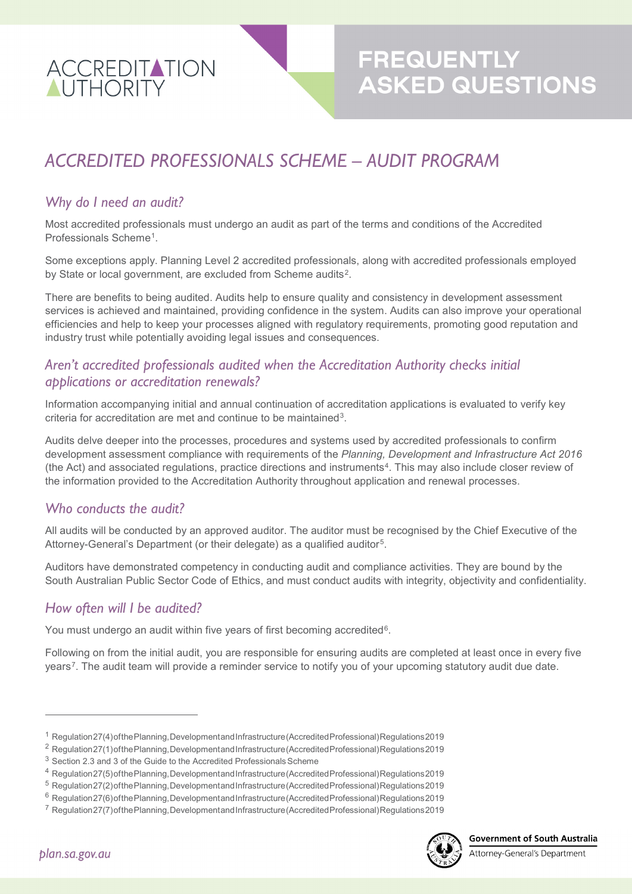ACCREDITATION AUTHORITY

# FREQUENTLY ASKED QUESTIONS

## *ACCREDITED PROFESSIONALS SCHEME – AUDIT PROGRAM*

### *Why do I need an audit?*

Most accredited professionals must undergo an audit as part of the terms and conditions of the Accredited Professionals Scheme[1].

Some exceptions apply. Planning Level 2 accredited professionals, along with accredited professionals employed by State or local government, are excluded from Scheme audits[2].

There are benefits to being audited. Audits help to ensure quality and consistency in development assessment services is achieved and maintained, providing confidence in the system. Audits can also improve your operational efficiencies and help to keep your processes aligned with regulatory requirements, promoting good reputation and industry trust while potentially avoiding legal issues and consequences.

### *Aren't accredited professionals audited when the Accreditation Authority checks initial applications or accreditation renewals?*

Information accompanying initial and annual continuation of accreditation applications is evaluated to verify key criteria for accreditation are met and continue to be maintained[3].

Audits delve deeper into the processes, procedures and systems used by accredited professionals to confirm development assessment compliance with requirements of the *Planning, Development and Infrastructure Act 2016* (the Act) and associated regulations, practice directions and instruments[4]. This may also include closer review of the information provided to the Accreditation Authority throughout application and renewal processes.

### *Who conducts the audit?*

All audits will be conducted by an approved auditor. The auditor must be recognised by the Chief Executive of the Attorney-General's Department (or their delegate) as a qualified auditor[5].

Auditors have demonstrated competency in conducting audit and compliance activities. They are bound by the South Australian Public Sector Code of Ethics, and must conduct audits with integrity, objectivity and confidentiality.

### *How often will I be audited?*

You must undergo an audit within five years of first becoming accredited[6].

Following on from the initial audit, you are responsible for ensuring audits are completed at least once in every five years[7]. The audit team will provide a reminder service to notify you of your upcoming statutory audit due date.

---

[1] Regulation 27(4) of the Planning, Development and Infrastructure (Accredited Professional) Regulations 2019

[2] Regulation 27(1) of the Planning, Development and Infrastructure (Accredited Professional) Regulations 2019

[3] Section 2.3 and 3 of the Guide to the Accredited Professionals Scheme

[4] Regulation 27(5) of the Planning, Development and Infrastructure (Accredited Professional) Regulations 2019

[5] Regulation 27(2) of the Planning, Development and Infrastructure (Accredited Professional) Regulations 2019

[6] Regulation 27(6) of the Planning, Development and Infrastructure (Accredited Professional) Regulations 2019

[7] Regulation 27(7) of the Planning, Development and Infrastructure (Accredited Professional) Regulations 2019

plan.sa.gov.au

Government of South Australia
Attorney-General's Department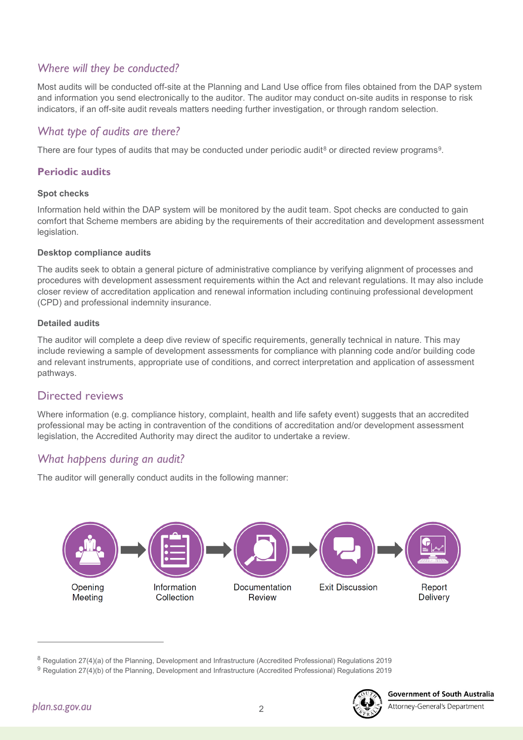## *Where will they be conducted?*

Most audits will be conducted off-site at the Planning and Land Use office from files obtained from the DAP system and information you send electronically to the auditor. The auditor may conduct on-site audits in response to risk indicators, if an off-site audit reveals matters needing further investigation, or through random selection.

## *What type of audits are there?*

There are four types of audits that may be conducted under periodic audit[8] or directed review programs[9].

### Periodic audits

#### Spot checks

Information held within the DAP system will be monitored by the audit team. Spot checks are conducted to gain comfort that Scheme members are abiding by the requirements of their accreditation and development assessment legislation.

#### Desktop compliance audits

The audits seek to obtain a general picture of administrative compliance by verifying alignment of processes and procedures with development assessment requirements within the Act and relevant regulations. It may also include closer review of accreditation application and renewal information including continuing professional development (CPD) and professional indemnity insurance.

#### Detailed audits

The auditor will complete a deep dive review of specific requirements, generally technical in nature. This may include reviewing a sample of development assessments for compliance with planning code and/or building code and relevant instruments, appropriate use of conditions, and correct interpretation and application of assessment pathways.

## Directed reviews

Where information (e.g. compliance history, complaint, health and life safety event) suggests that an accredited professional may be acting in contravention of the conditions of accreditation and/or development assessment legislation, the Accredited Authority may direct the auditor to undertake a review.

## *What happens during an audit?*

The auditor will generally conduct audits in the following manner:

Opening Meeting → Information Collection → Documentation Review → Exit Discussion → Report Delivery

---

[8] Regulation 27(4)(a) of the Planning, Development and Infrastructure (Accredited Professional) Regulations 2019

[9] Regulation 27(4)(b) of the Planning, Development and Infrastructure (Accredited Professional) Regulations 2019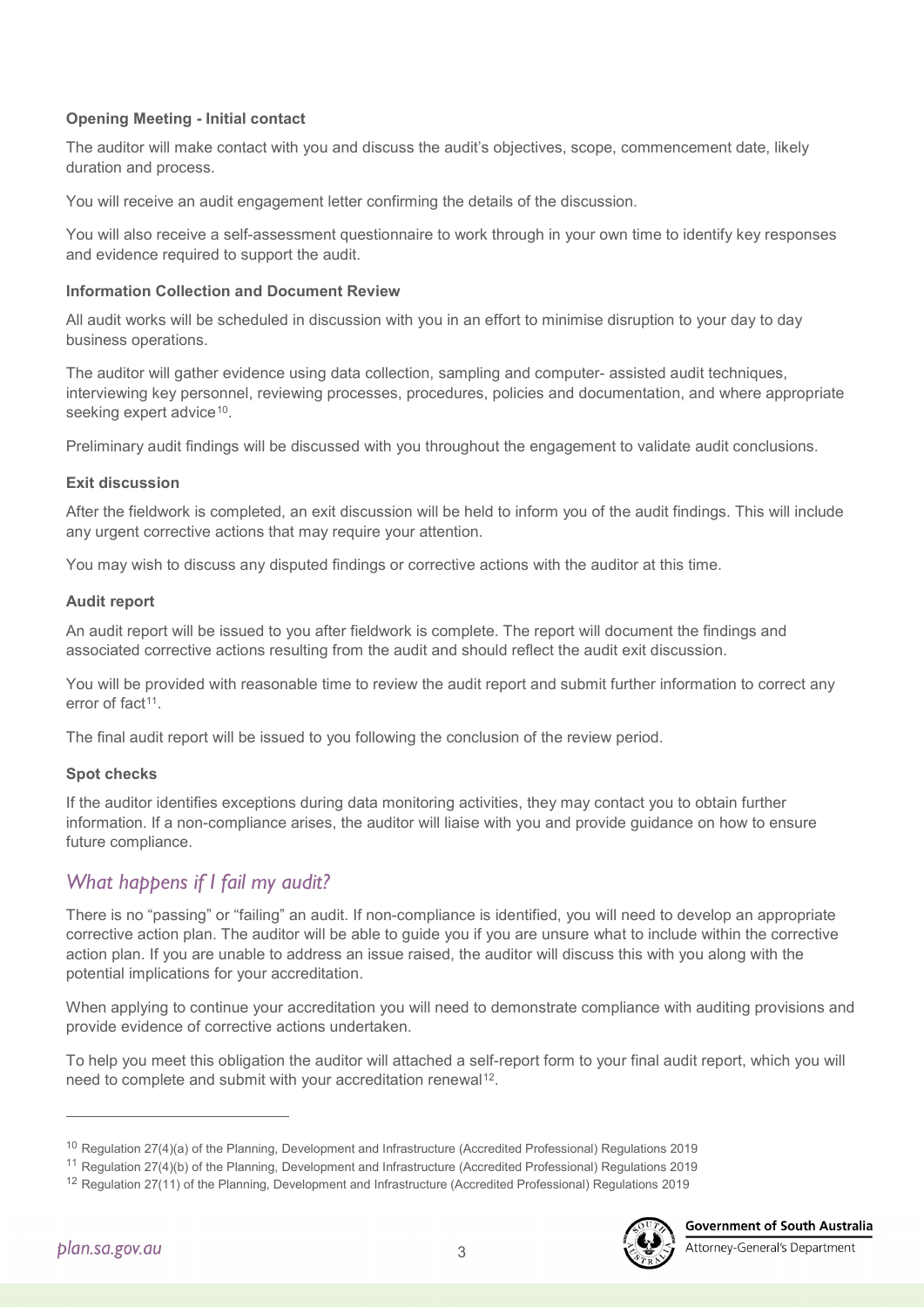**Opening Meeting - Initial contact**

The auditor will make contact with you and discuss the audit's objectives, scope, commencement date, likely duration and process.

You will receive an audit engagement letter confirming the details of the discussion.

You will also receive a self-assessment questionnaire to work through in your own time to identify key responses and evidence required to support the audit.

**Information Collection and Document Review**

All audit works will be scheduled in discussion with you in an effort to minimise disruption to your day to day business operations.

The auditor will gather evidence using data collection, sampling and computer- assisted audit techniques, interviewing key personnel, reviewing processes, procedures, policies and documentation, and where appropriate seeking expert advice[10].

Preliminary audit findings will be discussed with you throughout the engagement to validate audit conclusions.

**Exit discussion**

After the fieldwork is completed, an exit discussion will be held to inform you of the audit findings. This will include any urgent corrective actions that may require your attention.

You may wish to discuss any disputed findings or corrective actions with the auditor at this time.

**Audit report**

An audit report will be issued to you after fieldwork is complete. The report will document the findings and associated corrective actions resulting from the audit and should reflect the audit exit discussion.

You will be provided with reasonable time to review the audit report and submit further information to correct any error of fact[11].

The final audit report will be issued to you following the conclusion of the review period.

**Spot checks**

If the auditor identifies exceptions during data monitoring activities, they may contact you to obtain further information. If a non-compliance arises, the auditor will liaise with you and provide guidance on how to ensure future compliance.

## *What happens if I fail my audit?*

There is no "passing" or "failing" an audit. If non-compliance is identified, you will need to develop an appropriate corrective action plan. The auditor will be able to guide you if you are unsure what to include within the corrective action plan. If you are unable to address an issue raised, the auditor will discuss this with you along with the potential implications for your accreditation.

When applying to continue your accreditation you will need to demonstrate compliance with auditing provisions and provide evidence of corrective actions undertaken.

To help you meet this obligation the auditor will attached a self-report form to your final audit report, which you will need to complete and submit with your accreditation renewal[12].

---

[10] Regulation 27(4)(a) of the Planning, Development and Infrastructure (Accredited Professional) Regulations 2019

[11] Regulation 27(4)(b) of the Planning, Development and Infrastructure (Accredited Professional) Regulations 2019

[12] Regulation 27(11) of the Planning, Development and Infrastructure (Accredited Professional) Regulations 2019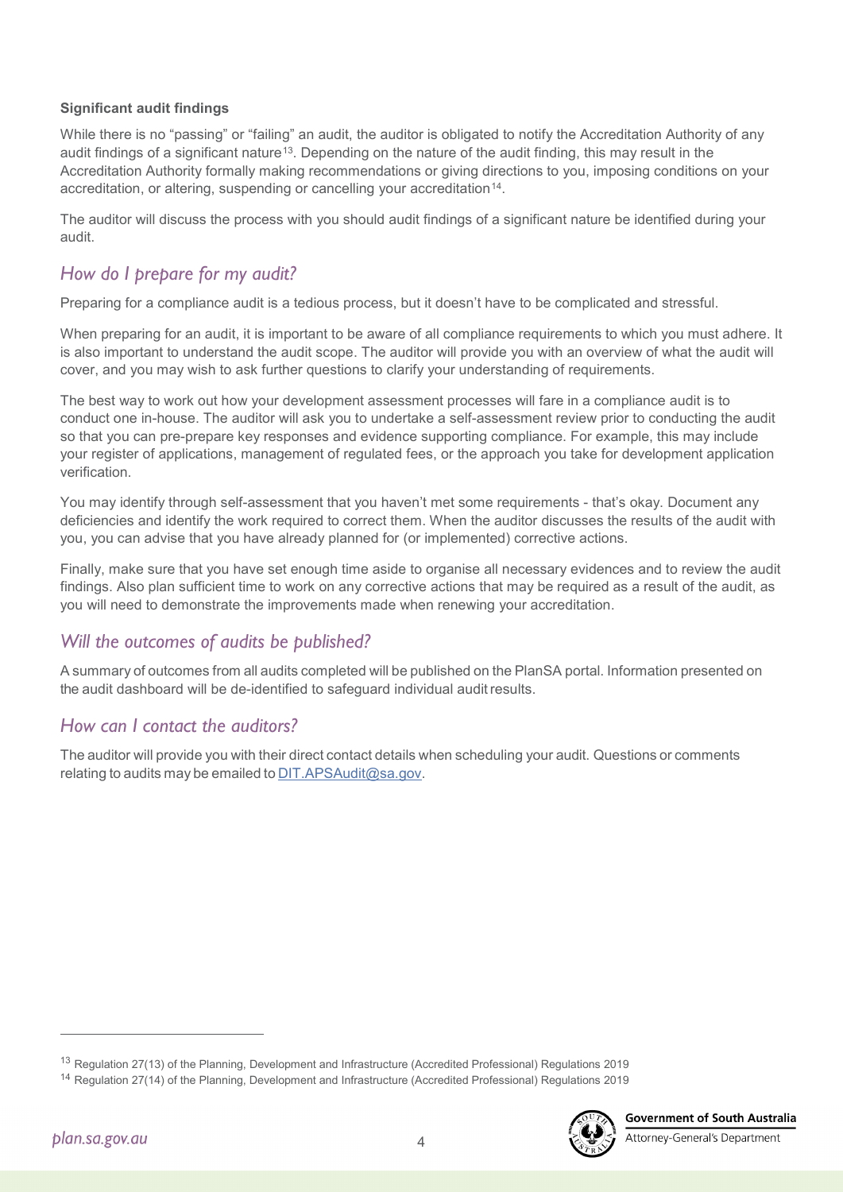**Significant audit findings**

While there is no "passing" or "failing" an audit, the auditor is obligated to notify the Accreditation Authority of any audit findings of a significant nature[13]. Depending on the nature of the audit finding, this may result in the Accreditation Authority formally making recommendations or giving directions to you, imposing conditions on your accreditation, or altering, suspending or cancelling your accreditation[14].

The auditor will discuss the process with you should audit findings of a significant nature be identified during your audit.

## *How do I prepare for my audit?*

Preparing for a compliance audit is a tedious process, but it doesn't have to be complicated and stressful.

When preparing for an audit, it is important to be aware of all compliance requirements to which you must adhere. It is also important to understand the audit scope. The auditor will provide you with an overview of what the audit will cover, and you may wish to ask further questions to clarify your understanding of requirements.

The best way to work out how your development assessment processes will fare in a compliance audit is to conduct one in-house. The auditor will ask you to undertake a self-assessment review prior to conducting the audit so that you can pre-prepare key responses and evidence supporting compliance. For example, this may include your register of applications, management of regulated fees, or the approach you take for development application verification.

You may identify through self-assessment that you haven't met some requirements - that's okay. Document any deficiencies and identify the work required to correct them. When the auditor discusses the results of the audit with you, you can advise that you have already planned for (or implemented) corrective actions.

Finally, make sure that you have set enough time aside to organise all necessary evidences and to review the audit findings. Also plan sufficient time to work on any corrective actions that may be required as a result of the audit, as you will need to demonstrate the improvements made when renewing your accreditation.

## *Will the outcomes of audits be published?*

A summary of outcomes from all audits completed will be published on the PlanSA portal. Information presented on the audit dashboard will be de-identified to safeguard individual audit results.

## *How can I contact the auditors?*

The auditor will provide you with their direct contact details when scheduling your audit. Questions or comments relating to audits may be emailed to DIT.APSAudit@sa.gov.

---

[13] Regulation 27(13) of the Planning, Development and Infrastructure (Accredited Professional) Regulations 2019

[14] Regulation 27(14) of the Planning, Development and Infrastructure (Accredited Professional) Regulations 2019